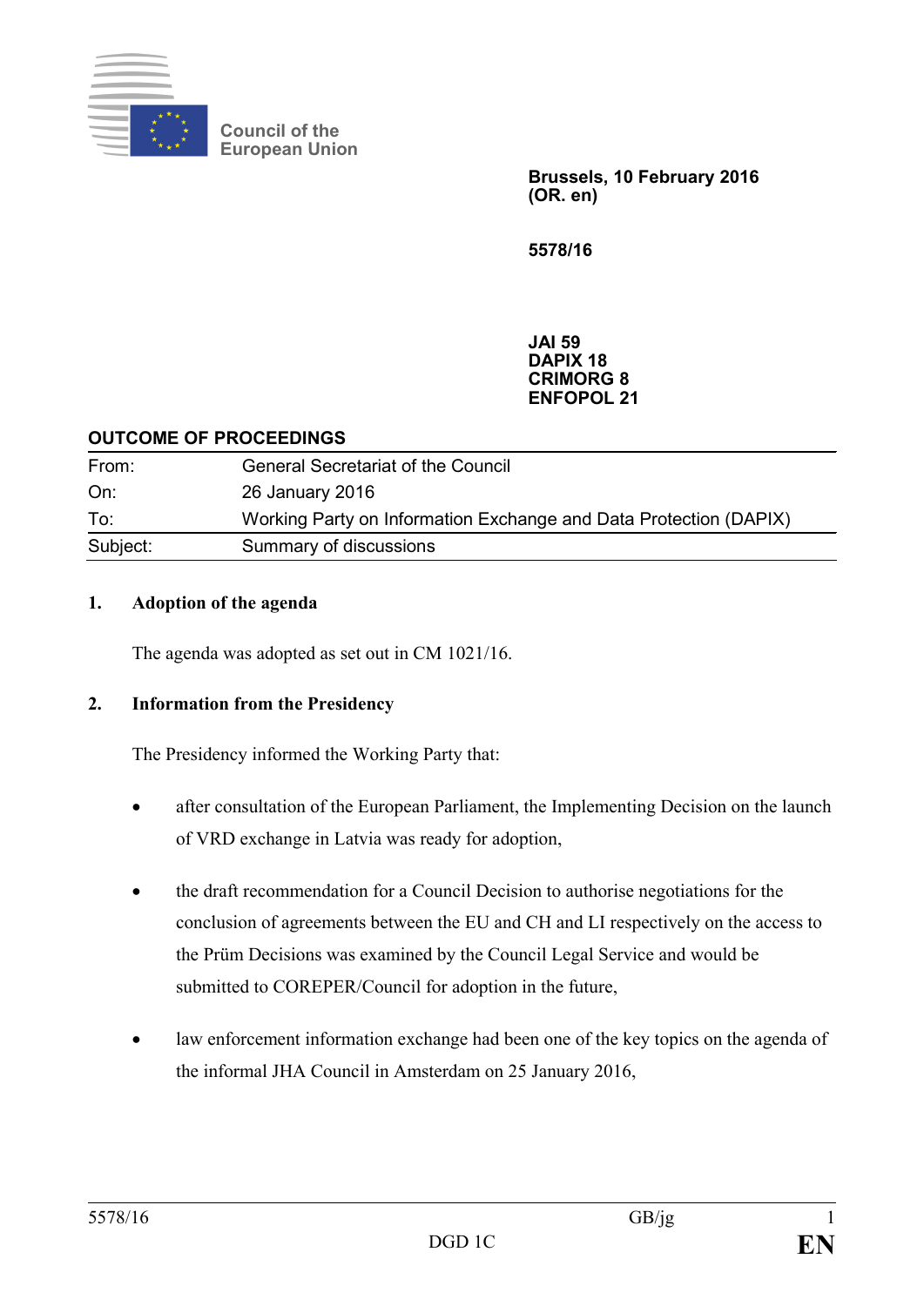Council of the European Union

**Brussels, 10 February 2016**
**(OR. en)**

**5578/16**

**JAI 59**
**DAPIX 18**
**CRIMORG 8**
**ENFOPOL 21**

**OUTCOME OF PROCEEDINGS**

| | |
|---|---|
| From: | General Secretariat of the Council |
| On: | 26 January 2016 |
| To: | Working Party on Information Exchange and Data Protection (DAPIX) |
| Subject: | Summary of discussions |

**1. Adoption of the agenda**

The agenda was adopted as set out in CM 1021/16.

**2. Information from the Presidency**

The Presidency informed the Working Party that:

- after consultation of the European Parliament, the Implementing Decision on the launch of VRD exchange in Latvia was ready for adoption,
- the draft recommendation for a Council Decision to authorise negotiations for the conclusion of agreements between the EU and CH and LI respectively on the access to the Prüm Decisions was examined by the Council Legal Service and would be submitted to COREPER/Council for adoption in the future,
- law enforcement information exchange had been one of the key topics on the agenda of the informal JHA Council in Amsterdam on 25 January 2016,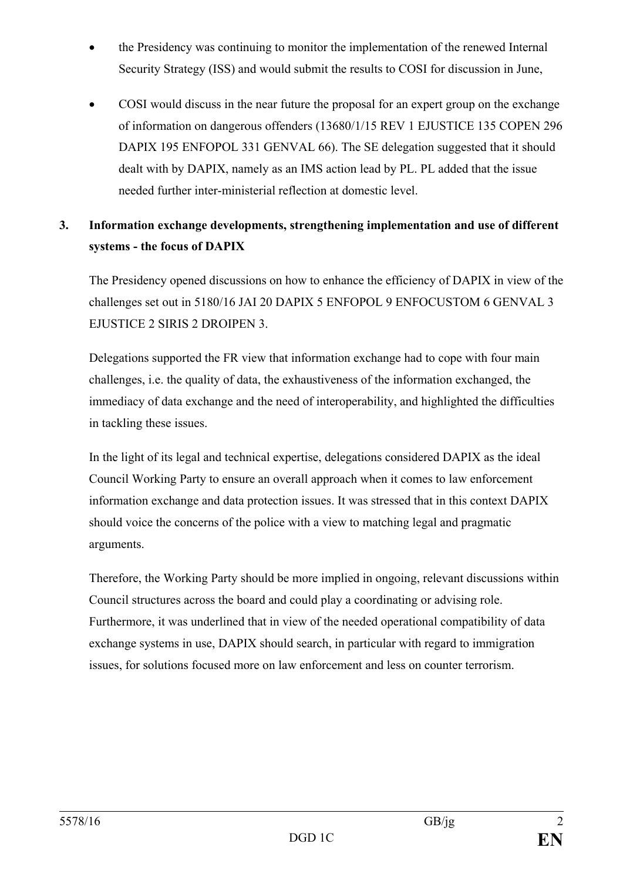- the Presidency was continuing to monitor the implementation of the renewed Internal Security Strategy (ISS) and would submit the results to COSI for discussion in June,

- COSI would discuss in the near future the proposal for an expert group on the exchange of information on dangerous offenders (13680/1/15 REV 1 EJUSTICE 135 COPEN 296 DAPIX 195 ENFOPOL 331 GENVAL 66). The SE delegation suggested that it should dealt with by DAPIX, namely as an IMS action lead by PL. PL added that the issue needed further inter-ministerial reflection at domestic level.

**3. Information exchange developments, strengthening implementation and use of different systems - the focus of DAPIX**

The Presidency opened discussions on how to enhance the efficiency of DAPIX in view of the challenges set out in 5180/16 JAI 20 DAPIX 5 ENFOPOL 9 ENFOCUSTOM 6 GENVAL 3 EJUSTICE 2 SIRIS 2 DROIPEN 3.

Delegations supported the FR view that information exchange had to cope with four main challenges, i.e. the quality of data, the exhaustiveness of the information exchanged, the immediacy of data exchange and the need of interoperability, and highlighted the difficulties in tackling these issues.

In the light of its legal and technical expertise, delegations considered DAPIX as the ideal Council Working Party to ensure an overall approach when it comes to law enforcement information exchange and data protection issues. It was stressed that in this context DAPIX should voice the concerns of the police with a view to matching legal and pragmatic arguments.

Therefore, the Working Party should be more implied in ongoing, relevant discussions within Council structures across the board and could play a coordinating or advising role. Furthermore, it was underlined that in view of the needed operational compatibility of data exchange systems in use, DAPIX should search, in particular with regard to immigration issues, for solutions focused more on law enforcement and less on counter terrorism.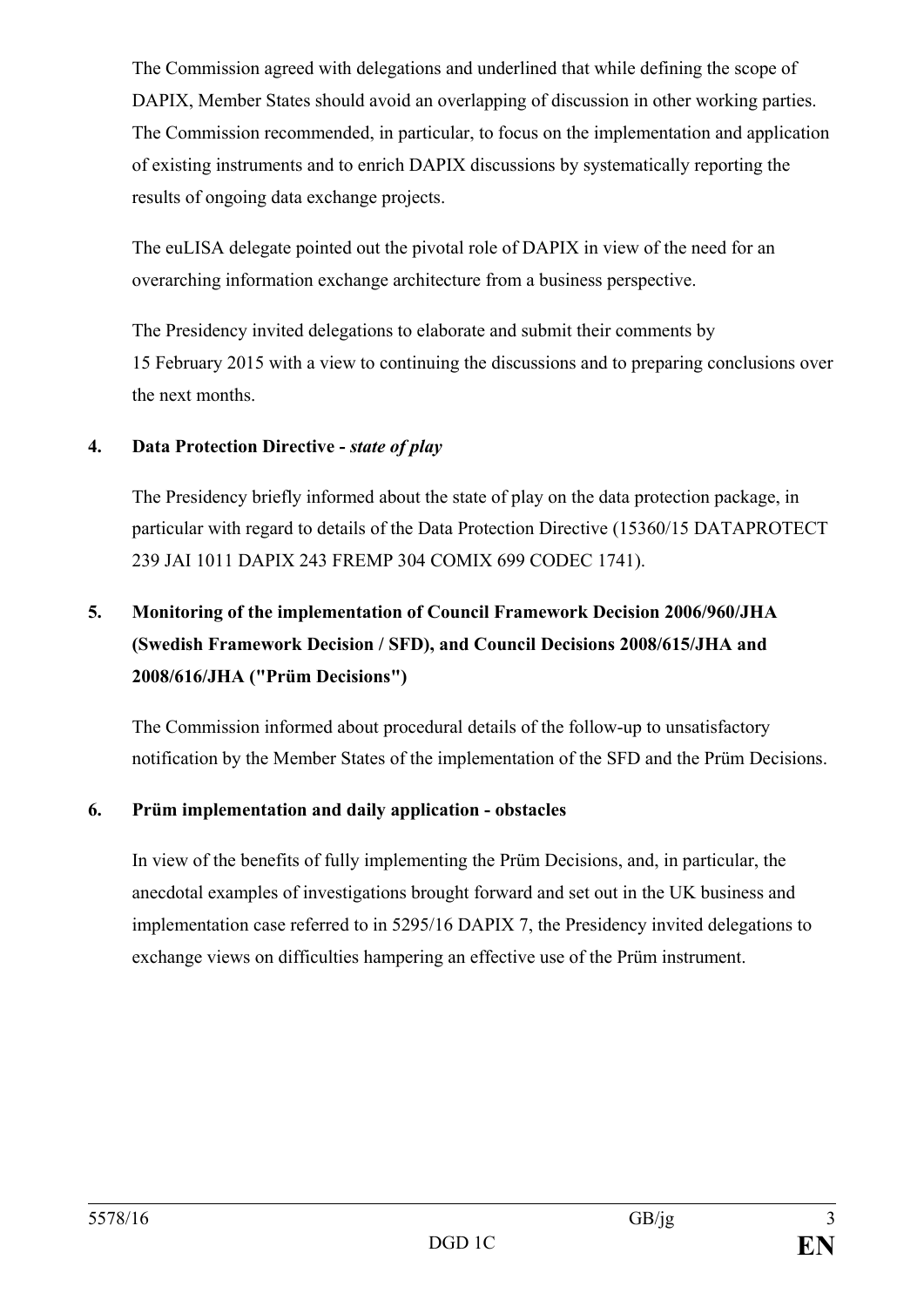The Commission agreed with delegations and underlined that while defining the scope of DAPIX, Member States should avoid an overlapping of discussion in other working parties. The Commission recommended, in particular, to focus on the implementation and application of existing instruments and to enrich DAPIX discussions by systematically reporting the results of ongoing data exchange projects.

The euLISA delegate pointed out the pivotal role of DAPIX in view of the need for an overarching information exchange architecture from a business perspective.

The Presidency invited delegations to elaborate and submit their comments by 15 February 2015 with a view to continuing the discussions and to preparing conclusions over the next months.

**4. Data Protection Directive - *state of play***

The Presidency briefly informed about the state of play on the data protection package, in particular with regard to details of the Data Protection Directive (15360/15 DATAPROTECT 239 JAI 1011 DAPIX 243 FREMP 304 COMIX 699 CODEC 1741).

**5. Monitoring of the implementation of Council Framework Decision 2006/960/JHA (Swedish Framework Decision / SFD), and Council Decisions 2008/615/JHA and 2008/616/JHA ("Prüm Decisions")**

The Commission informed about procedural details of the follow-up to unsatisfactory notification by the Member States of the implementation of the SFD and the Prüm Decisions.

**6. Prüm implementation and daily application - obstacles**

In view of the benefits of fully implementing the Prüm Decisions, and, in particular, the anecdotal examples of investigations brought forward and set out in the UK business and implementation case referred to in 5295/16 DAPIX 7, the Presidency invited delegations to exchange views on difficulties hampering an effective use of the Prüm instrument.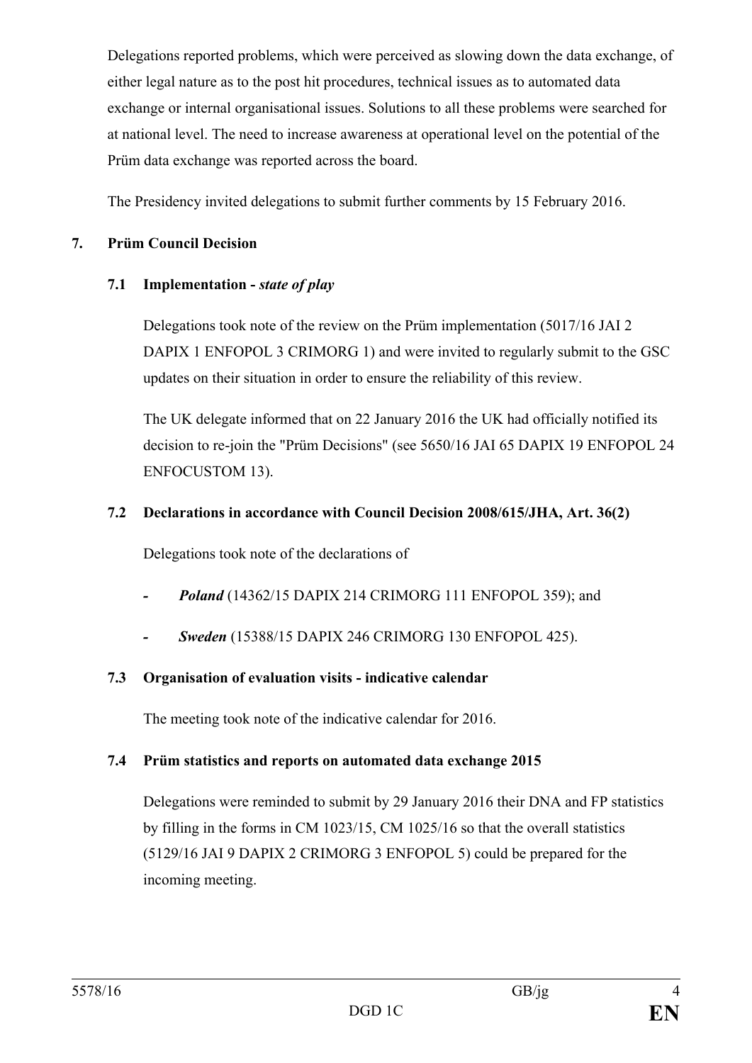Delegations reported problems, which were perceived as slowing down the data exchange, of either legal nature as to the post hit procedures, technical issues as to automated data exchange or internal organisational issues. Solutions to all these problems were searched for at national level. The need to increase awareness at operational level on the potential of the Prüm data exchange was reported across the board.

The Presidency invited delegations to submit further comments by 15 February 2016.

## 7. Prüm Council Decision

### 7.1 Implementation - *state of play*

Delegations took note of the review on the Prüm implementation (5017/16 JAI 2 DAPIX 1 ENFOPOL 3 CRIMORG 1) and were invited to regularly submit to the GSC updates on their situation in order to ensure the reliability of this review.

The UK delegate informed that on 22 January 2016 the UK had officially notified its decision to re-join the "Prüm Decisions" (see 5650/16 JAI 65 DAPIX 19 ENFOPOL 24 ENFOCUSTOM 13).

### 7.2 Declarations in accordance with Council Decision 2008/615/JHA, Art. 36(2)

Delegations took note of the declarations of

- ***Poland*** (14362/15 DAPIX 214 CRIMORG 111 ENFOPOL 359); and
- ***Sweden*** (15388/15 DAPIX 246 CRIMORG 130 ENFOPOL 425).

### 7.3 Organisation of evaluation visits - indicative calendar

The meeting took note of the indicative calendar for 2016.

### 7.4 Prüm statistics and reports on automated data exchange 2015

Delegations were reminded to submit by 29 January 2016 their DNA and FP statistics by filling in the forms in CM 1023/15, CM 1025/16 so that the overall statistics (5129/16 JAI 9 DAPIX 2 CRIMORG 3 ENFOPOL 5) could be prepared for the incoming meeting.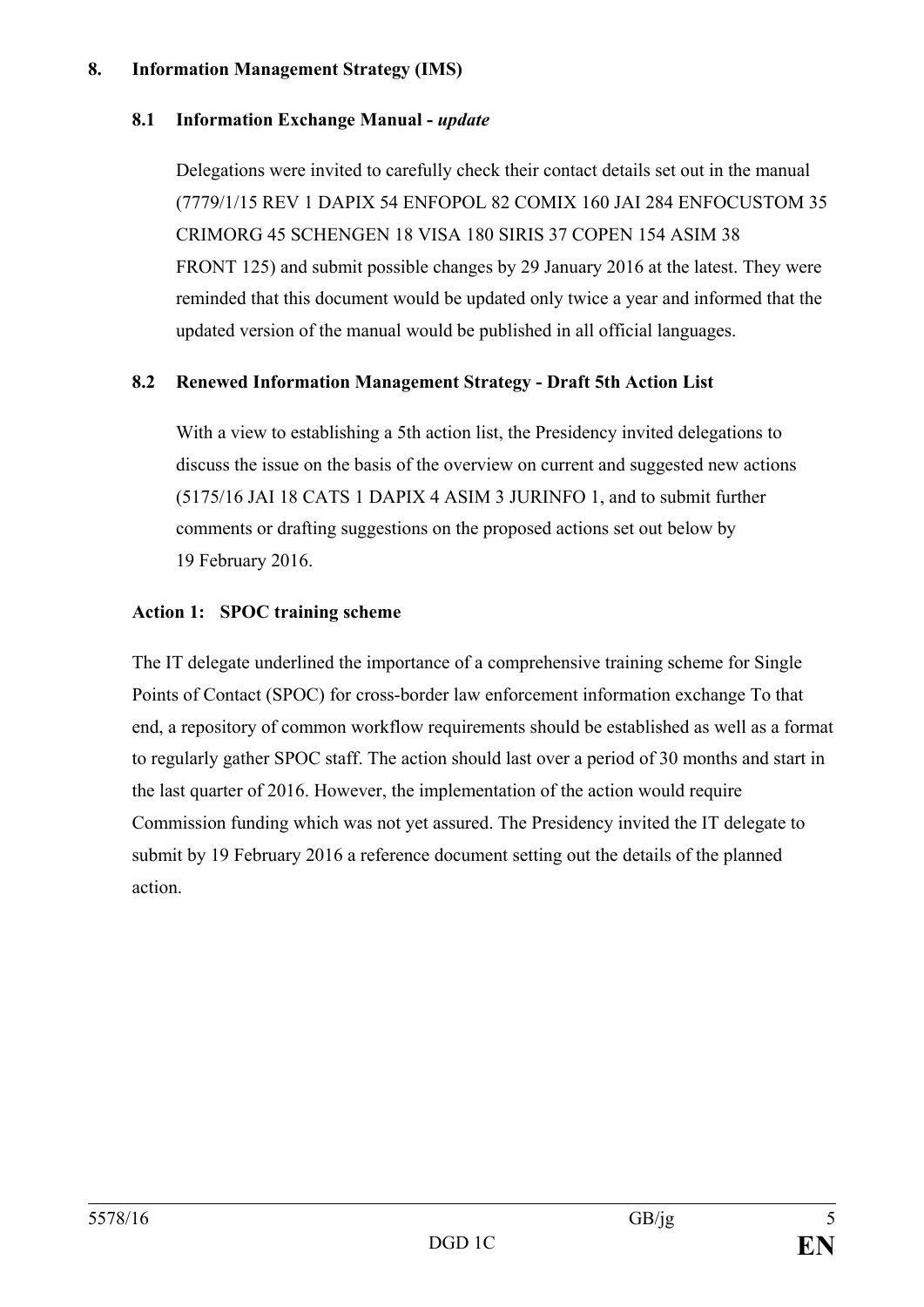## 8. Information Management Strategy (IMS)

### 8.1 Information Exchange Manual - *update*

Delegations were invited to carefully check their contact details set out in the manual (7779/1/15 REV 1 DAPIX 54 ENFOPOL 82 COMIX 160 JAI 284 ENFOCUSTOM 35 CRIMORG 45 SCHENGEN 18 VISA 180 SIRIS 37 COPEN 154 ASIM 38 FRONT 125) and submit possible changes by 29 January 2016 at the latest. They were reminded that this document would be updated only twice a year and informed that the updated version of the manual would be published in all official languages.

### 8.2 Renewed Information Management Strategy - Draft 5th Action List

With a view to establishing a 5th action list, the Presidency invited delegations to discuss the issue on the basis of the overview on current and suggested new actions (5175/16 JAI 18 CATS 1 DAPIX 4 ASIM 3 JURINFO 1, and to submit further comments or drafting suggestions on the proposed actions set out below by 19 February 2016.

**Action 1: SPOC training scheme**

The IT delegate underlined the importance of a comprehensive training scheme for Single Points of Contact (SPOC) for cross-border law enforcement information exchange To that end, a repository of common workflow requirements should be established as well as a format to regularly gather SPOC staff. The action should last over a period of 30 months and start in the last quarter of 2016. However, the implementation of the action would require Commission funding which was not yet assured. The Presidency invited the IT delegate to submit by 19 February 2016 a reference document setting out the details of the planned action.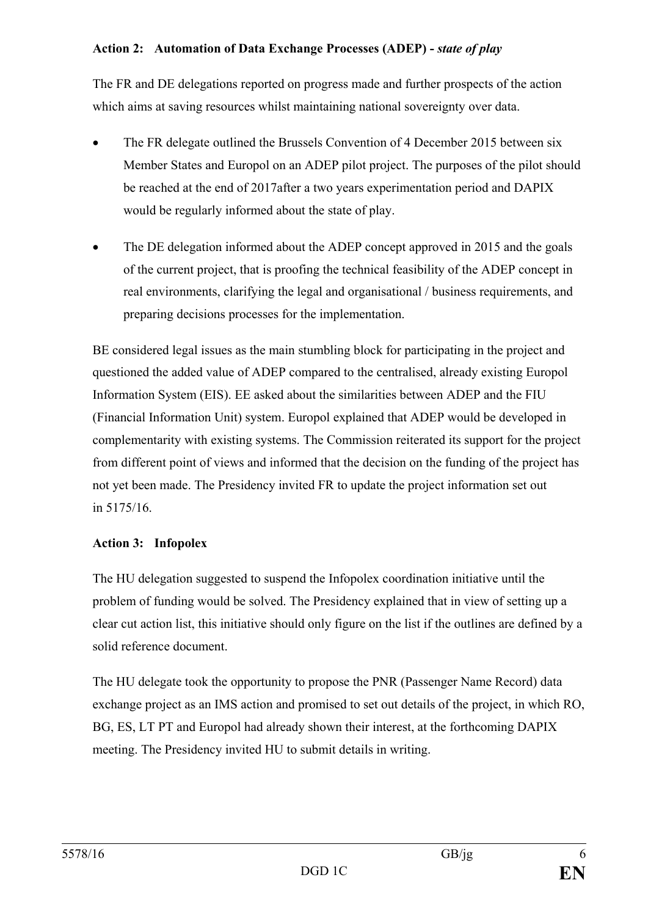**Action 2: Automation of Data Exchange Processes (ADEP) -** ***state of play***

The FR and DE delegations reported on progress made and further prospects of the action which aims at saving resources whilst maintaining national sovereignty over data.

- The FR delegate outlined the Brussels Convention of 4 December 2015 between six Member States and Europol on an ADEP pilot project. The purposes of the pilot should be reached at the end of 2017after a two years experimentation period and DAPIX would be regularly informed about the state of play.
- The DE delegation informed about the ADEP concept approved in 2015 and the goals of the current project, that is proofing the technical feasibility of the ADEP concept in real environments, clarifying the legal and organisational / business requirements, and preparing decisions processes for the implementation.

BE considered legal issues as the main stumbling block for participating in the project and questioned the added value of ADEP compared to the centralised, already existing Europol Information System (EIS). EE asked about the similarities between ADEP and the FIU (Financial Information Unit) system. Europol explained that ADEP would be developed in complementarity with existing systems. The Commission reiterated its support for the project from different point of views and informed that the decision on the funding of the project has not yet been made. The Presidency invited FR to update the project information set out in 5175/16.

**Action 3: Infopolex**

The HU delegation suggested to suspend the Infopolex coordination initiative until the problem of funding would be solved. The Presidency explained that in view of setting up a clear cut action list, this initiative should only figure on the list if the outlines are defined by a solid reference document.

The HU delegate took the opportunity to propose the PNR (Passenger Name Record) data exchange project as an IMS action and promised to set out details of the project, in which RO, BG, ES, LT PT and Europol had already shown their interest, at the forthcoming DAPIX meeting. The Presidency invited HU to submit details in writing.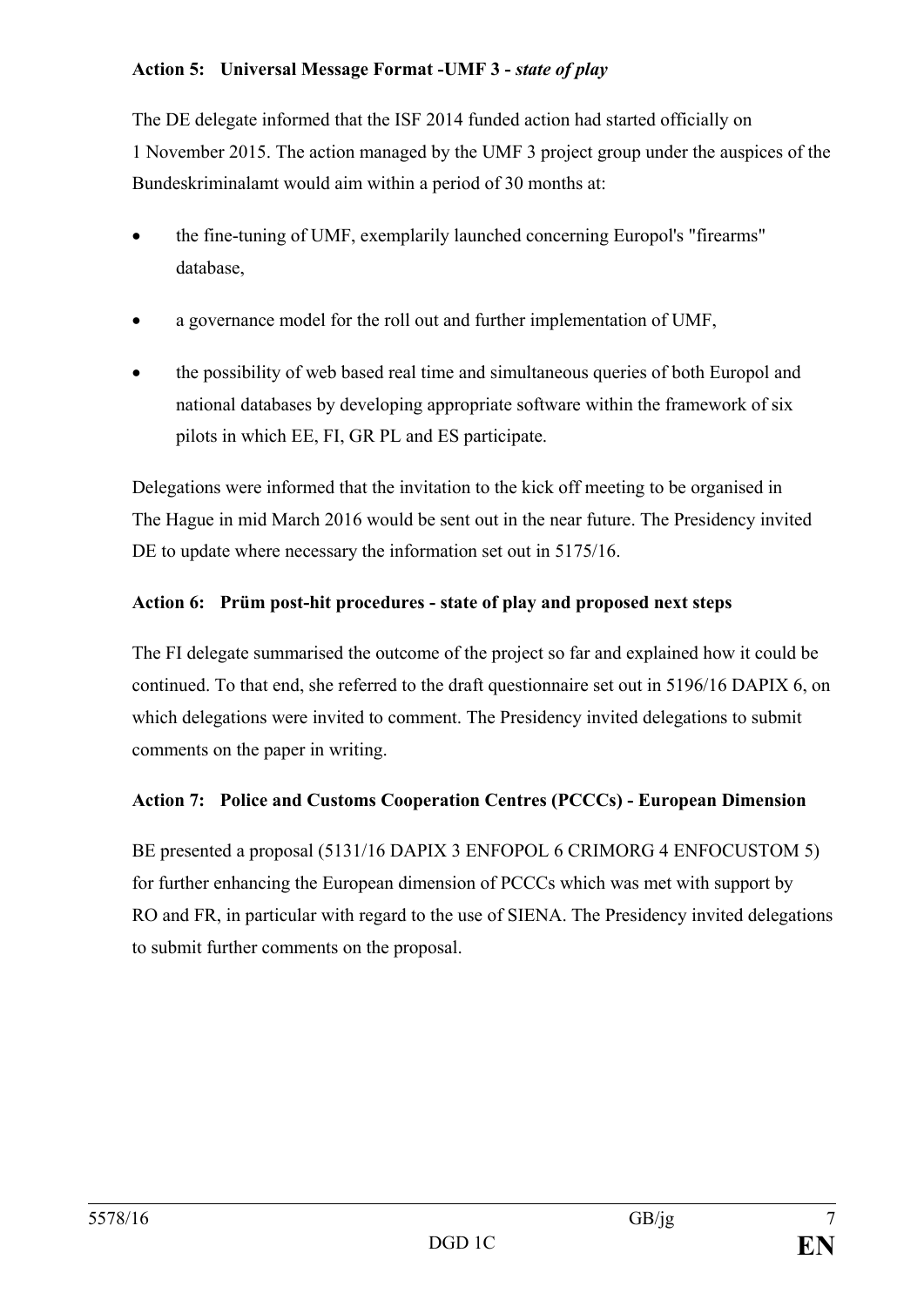**Action 5: Universal Message Format -UMF 3 -** ***state of play***

The DE delegate informed that the ISF 2014 funded action had started officially on 1 November 2015. The action managed by the UMF 3 project group under the auspices of the Bundeskriminalamt would aim within a period of 30 months at:

- the fine-tuning of UMF, exemplarily launched concerning Europol's "firearms" database,
- a governance model for the roll out and further implementation of UMF,
- the possibility of web based real time and simultaneous queries of both Europol and national databases by developing appropriate software within the framework of six pilots in which EE, FI, GR PL and ES participate.

Delegations were informed that the invitation to the kick off meeting to be organised in The Hague in mid March 2016 would be sent out in the near future. The Presidency invited DE to update where necessary the information set out in 5175/16.

**Action 6: Prüm post-hit procedures - state of play and proposed next steps**

The FI delegate summarised the outcome of the project so far and explained how it could be continued. To that end, she referred to the draft questionnaire set out in 5196/16 DAPIX 6, on which delegations were invited to comment. The Presidency invited delegations to submit comments on the paper in writing.

**Action 7: Police and Customs Cooperation Centres (PCCCs) - European Dimension**

BE presented a proposal (5131/16 DAPIX 3 ENFOPOL 6 CRIMORG 4 ENFOCUSTOM 5) for further enhancing the European dimension of PCCCs which was met with support by RO and FR, in particular with regard to the use of SIENA. The Presidency invited delegations to submit further comments on the proposal.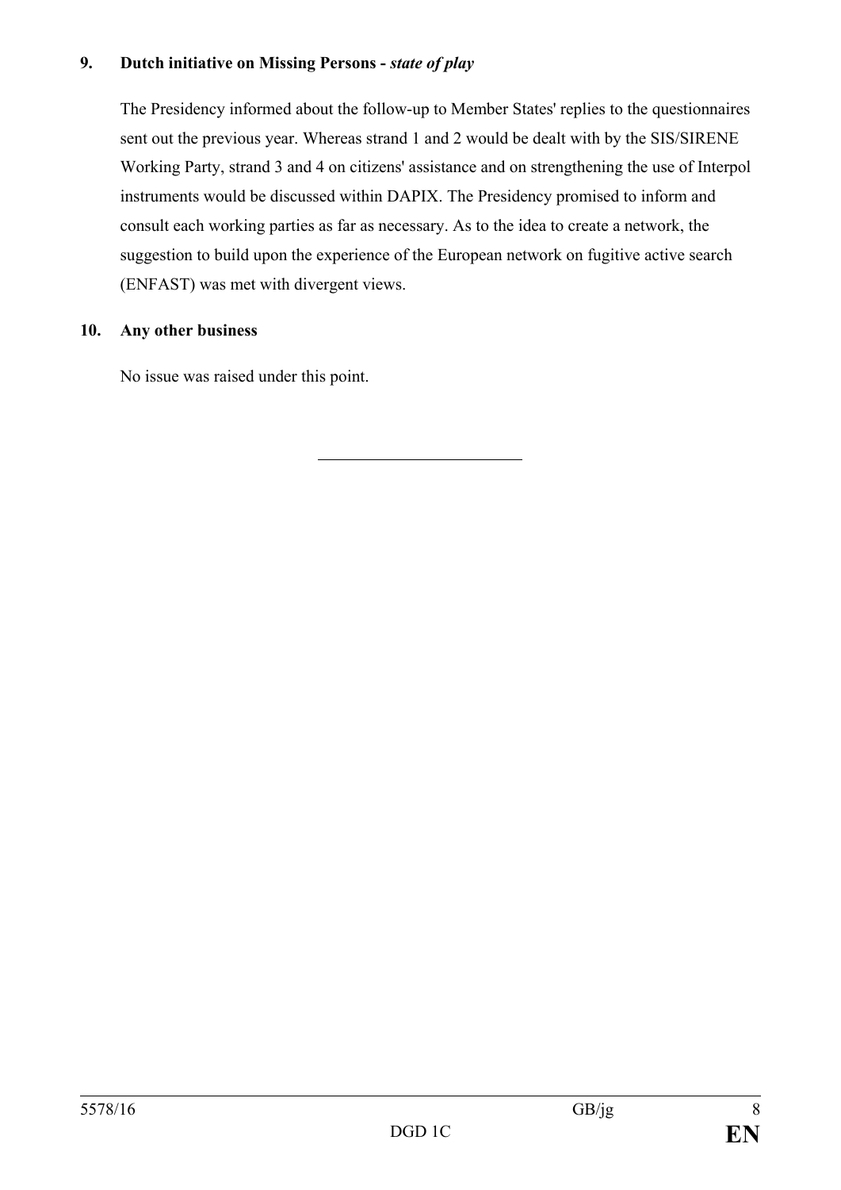**9. Dutch initiative on Missing Persons -** ***state of play***

The Presidency informed about the follow-up to Member States' replies to the questionnaires sent out the previous year. Whereas strand 1 and 2 would be dealt with by the SIS/SIRENE Working Party, strand 3 and 4 on citizens' assistance and on strengthening the use of Interpol instruments would be discussed within DAPIX. The Presidency promised to inform and consult each working parties as far as necessary. As to the idea to create a network, the suggestion to build upon the experience of the European network on fugitive active search (ENFAST) was met with divergent views.

**10. Any other business**

No issue was raised under this point.